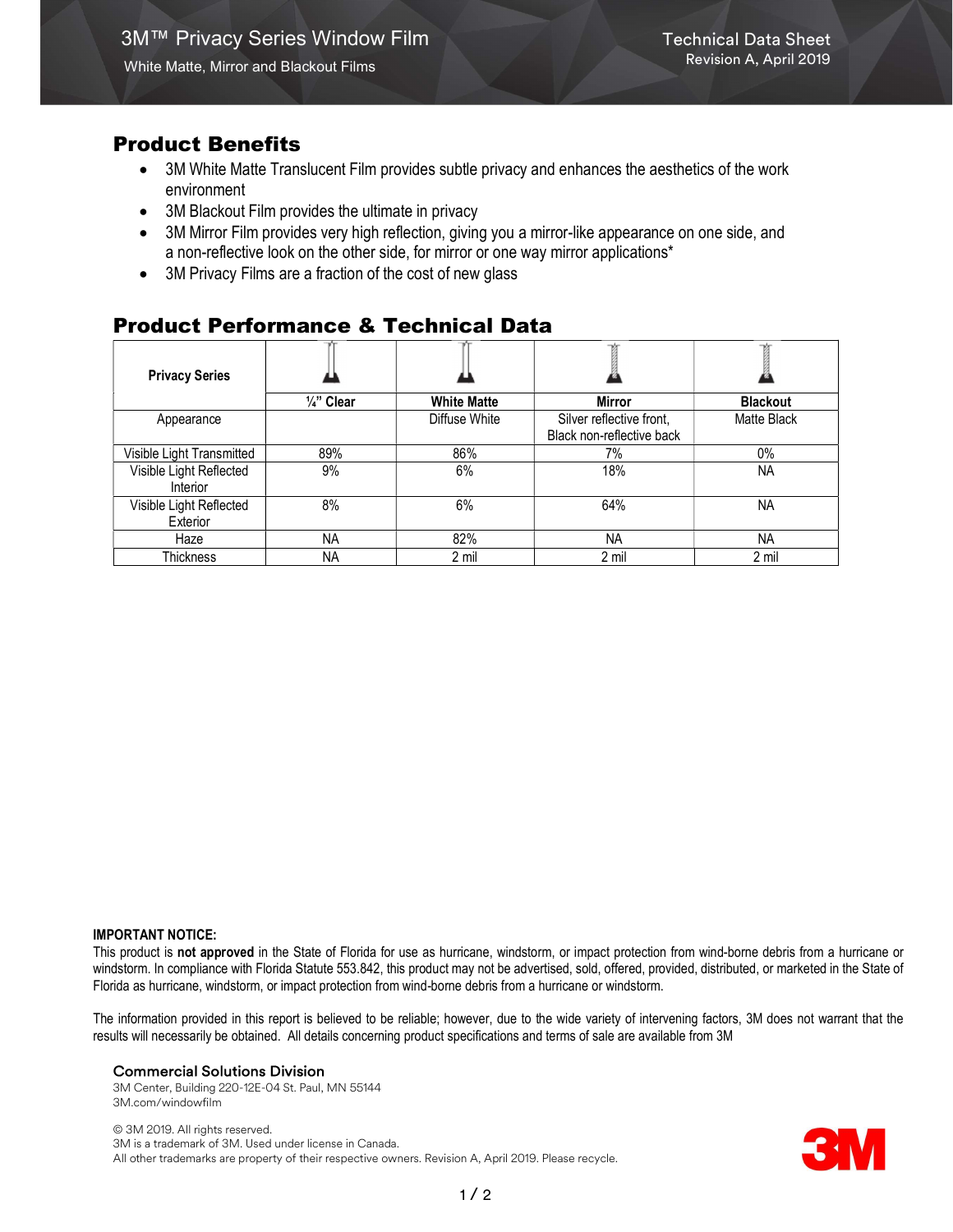3M™ Privacy Series Window Film

White Matte, Mirror and Blackout Films

Technical Data Sheet
Revision A, April 2019

## Product Benefits

- 3M White Matte Translucent Film provides subtle privacy and enhances the aesthetics of the work environment
- 3M Blackout Film provides the ultimate in privacy
- 3M Mirror Film provides very high reflection, giving you a mirror-like appearance on one side, and a non-reflective look on the other side, for mirror or one way mirror applications*
- 3M Privacy Films are a fraction of the cost of new glass

## Product Performance & Technical Data

| **Privacy Series** | **¼" Clear** | **White Matte** | **Mirror** | **Blackout** |
|---|---|---|---|---|
| Appearance | | Diffuse White | Silver reflective front, Black non-reflective back | Matte Black |
| Visible Light Transmitted | 89% | 86% | 7% | 0% |
| Visible Light Reflected Interior | 9% | 6% | 18% | NA |
| Visible Light Reflected Exterior | 8% | 6% | 64% | NA |
| Haze | NA | 82% | NA | NA |
| Thickness | NA | 2 mil | 2 mil | 2 mil |

**IMPORTANT NOTICE:**
This product is **not approved** in the State of Florida for use as hurricane, windstorm, or impact protection from wind-borne debris from a hurricane or windstorm. In compliance with Florida Statute 553.842, this product may not be advertised, sold, offered, provided, distributed, or marketed in the State of Florida as hurricane, windstorm, or impact protection from wind-borne debris from a hurricane or windstorm.

The information provided in this report is believed to be reliable; however, due to the wide variety of intervening factors, 3M does not warrant that the results will necessarily be obtained. All details concerning product specifications and terms of sale are available from 3M

**Commercial Solutions Division**
3M Center, Building 220-12E-04 St. Paul, MN 55144
3M.com/windowfilm

© 3M 2019. All rights reserved.
3M is a trademark of 3M. Used under license in Canada.
All other trademarks are property of their respective owners. Revision A, April 2019. Please recycle.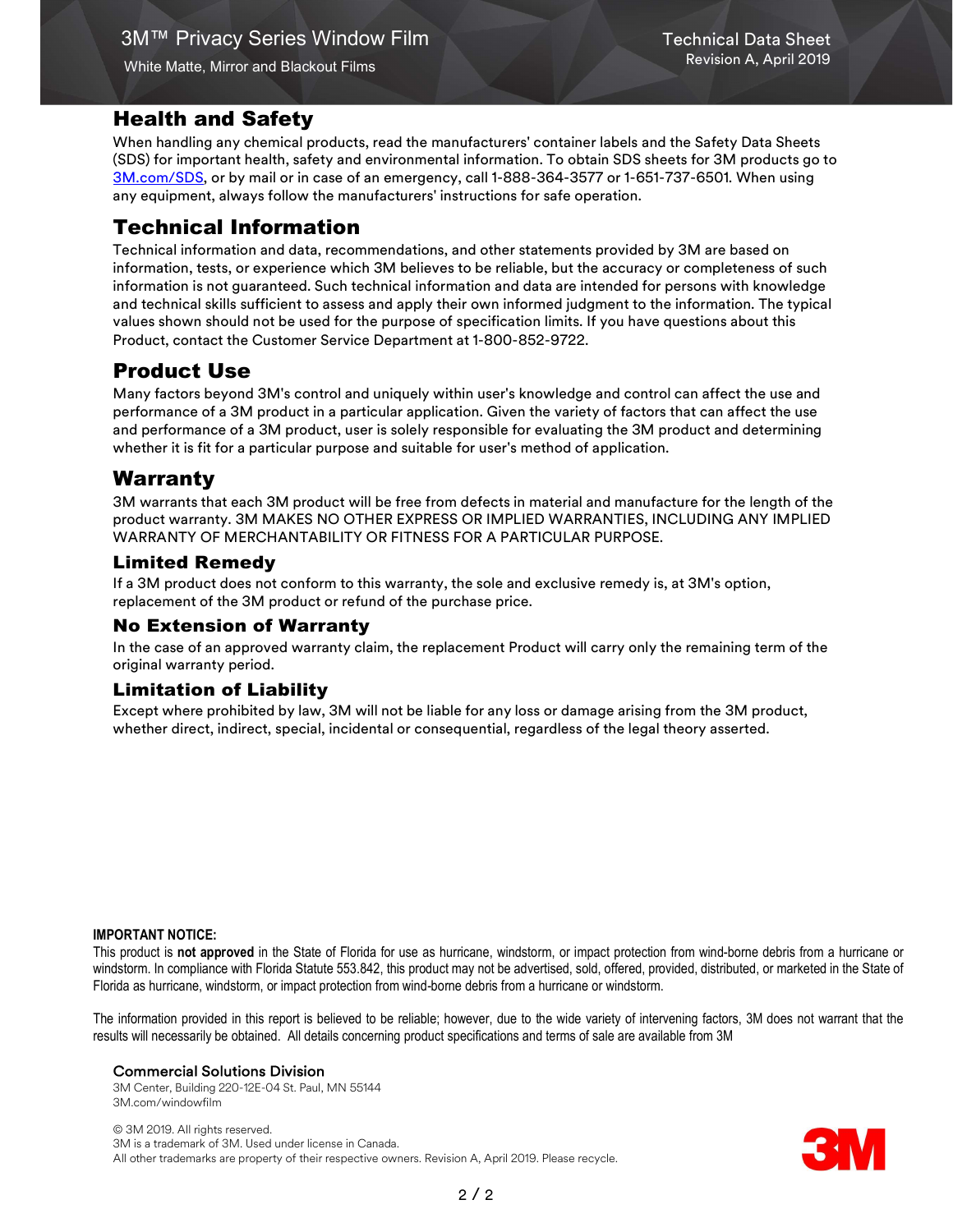## Health and Safety

When handling any chemical products, read the manufacturers' container labels and the Safety Data Sheets (SDS) for important health, safety and environmental information. To obtain SDS sheets for 3M products go to 3M.com/SDS, or by mail or in case of an emergency, call 1-888-364-3577 or 1-651-737-6501. When using any equipment, always follow the manufacturers' instructions for safe operation.

## Technical Information

Technical information and data, recommendations, and other statements provided by 3M are based on information, tests, or experience which 3M believes to be reliable, but the accuracy or completeness of such information is not guaranteed. Such technical information and data are intended for persons with knowledge and technical skills sufficient to assess and apply their own informed judgment to the information. The typical values shown should not be used for the purpose of specification limits. If you have questions about this Product, contact the Customer Service Department at 1-800-852-9722.

## Product Use

Many factors beyond 3M's control and uniquely within user's knowledge and control can affect the use and performance of a 3M product in a particular application. Given the variety of factors that can affect the use and performance of a 3M product, user is solely responsible for evaluating the 3M product and determining whether it is fit for a particular purpose and suitable for user's method of application.

## Warranty

3M warrants that each 3M product will be free from defects in material and manufacture for the length of the product warranty. 3M MAKES NO OTHER EXPRESS OR IMPLIED WARRANTIES, INCLUDING ANY IMPLIED WARRANTY OF MERCHANTABILITY OR FITNESS FOR A PARTICULAR PURPOSE.

### Limited Remedy

If a 3M product does not conform to this warranty, the sole and exclusive remedy is, at 3M's option, replacement of the 3M product or refund of the purchase price.

### No Extension of Warranty

In the case of an approved warranty claim, the replacement Product will carry only the remaining term of the original warranty period.

### Limitation of Liability

Except where prohibited by law, 3M will not be liable for any loss or damage arising from the 3M product, whether direct, indirect, special, incidental or consequential, regardless of the legal theory asserted.

**IMPORTANT NOTICE:**

This product is **not approved** in the State of Florida for use as hurricane, windstorm, or impact protection from wind-borne debris from a hurricane or windstorm. In compliance with Florida Statute 553.842, this product may not be advertised, sold, offered, provided, distributed, or marketed in the State of Florida as hurricane, windstorm, or impact protection from wind-borne debris from a hurricane or windstorm.

The information provided in this report is believed to be reliable; however, due to the wide variety of intervening factors, 3M does not warrant that the results will necessarily be obtained. All details concerning product specifications and terms of sale are available from 3M

**Commercial Solutions Division**
3M Center, Building 220-12E-04 St. Paul, MN 55144
3M.com/windowfilm

© 3M 2019. All rights reserved.
3M is a trademark of 3M. Used under license in Canada.
All other trademarks are property of their respective owners. Revision A, April 2019. Please recycle.